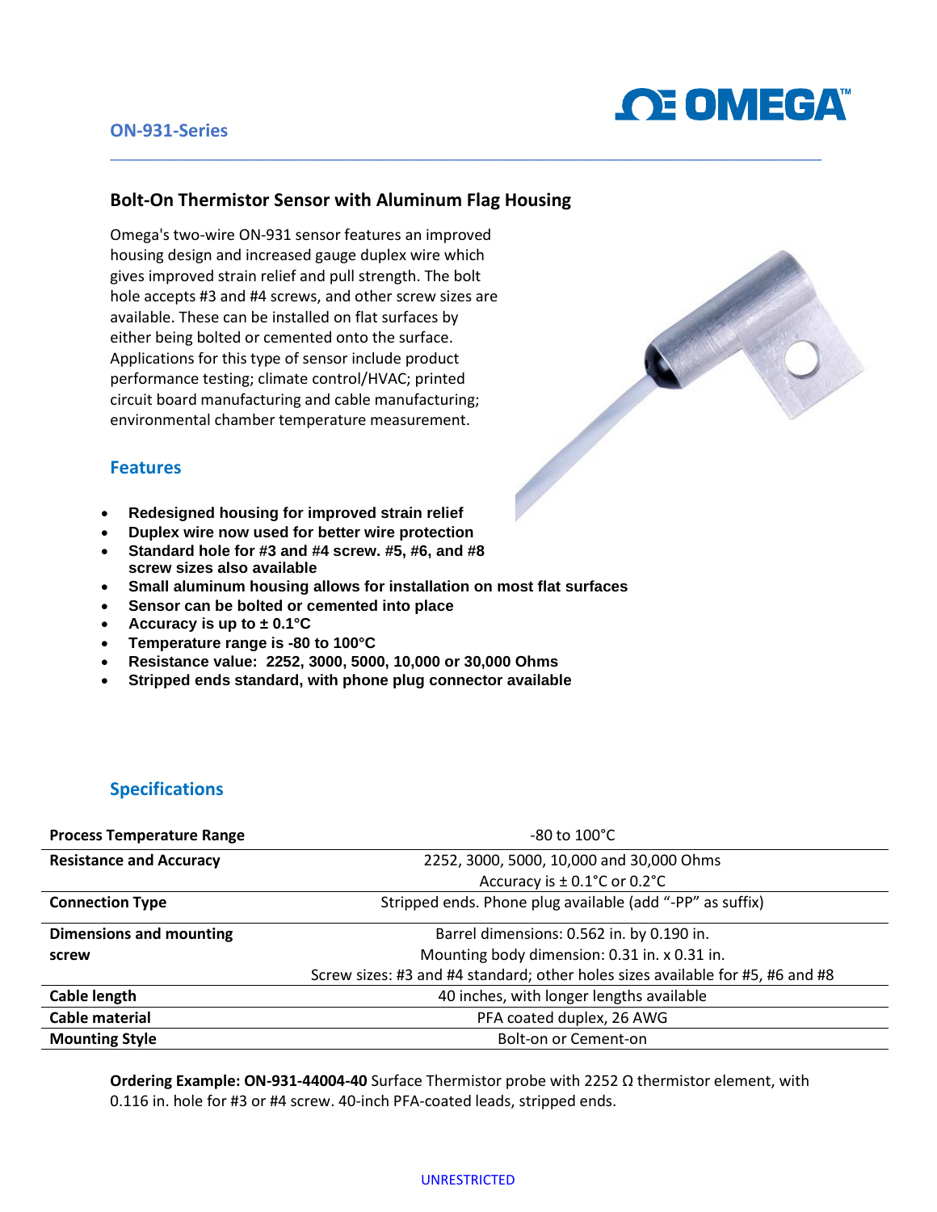ON-931-Series

## Bolt-On Thermistor Sensor with Aluminum Flag Housing

Omega's two-wire ON-931 sensor features an improved housing design and increased gauge duplex wire which gives improved strain relief and pull strength. The bolt hole accepts #3 and #4 screws, and other screw sizes are available. These can be installed on flat surfaces by either being bolted or cemented onto the surface. Applications for this type of sensor include product performance testing; climate control/HVAC; printed circuit board manufacturing and cable manufacturing; environmental chamber temperature measurement.

### Features

- **Redesigned housing for improved strain relief**
- **Duplex wire now used for better wire protection**
- **Standard hole for #3 and #4 screw. #5, #6, and #8 screw sizes also available**
- **Small aluminum housing allows for installation on most flat surfaces**
- **Sensor can be bolted or cemented into place**
- **Accuracy is up to ± 0.1°C**
- **Temperature range is -80 to 100°C**
- **Resistance value: 2252, 3000, 5000, 10,000 or 30,000 Ohms**
- **Stripped ends standard, with phone plug connector available**

### Specifications

| | |
|---|---|
| **Process Temperature Range** | -80 to 100°C |
| **Resistance and Accuracy** | 2252, 3000, 5000, 10,000 and 30,000 Ohms<br>Accuracy is ± 0.1°C or 0.2°C |
| **Connection Type** | Stripped ends. Phone plug available (add "-PP" as suffix) |
| **Dimensions and mounting screw** | Barrel dimensions: 0.562 in. by 0.190 in.<br>Mounting body dimension: 0.31 in. x 0.31 in.<br>Screw sizes: #3 and #4 standard; other holes sizes available for #5, #6 and #8 |
| **Cable length** | 40 inches, with longer lengths available |
| **Cable material** | PFA coated duplex, 26 AWG |
| **Mounting Style** | Bolt-on or Cement-on |

**Ordering Example: ON-931-44004-40** Surface Thermistor probe with 2252 Ω thermistor element, with 0.116 in. hole for #3 or #4 screw. 40-inch PFA-coated leads, stripped ends.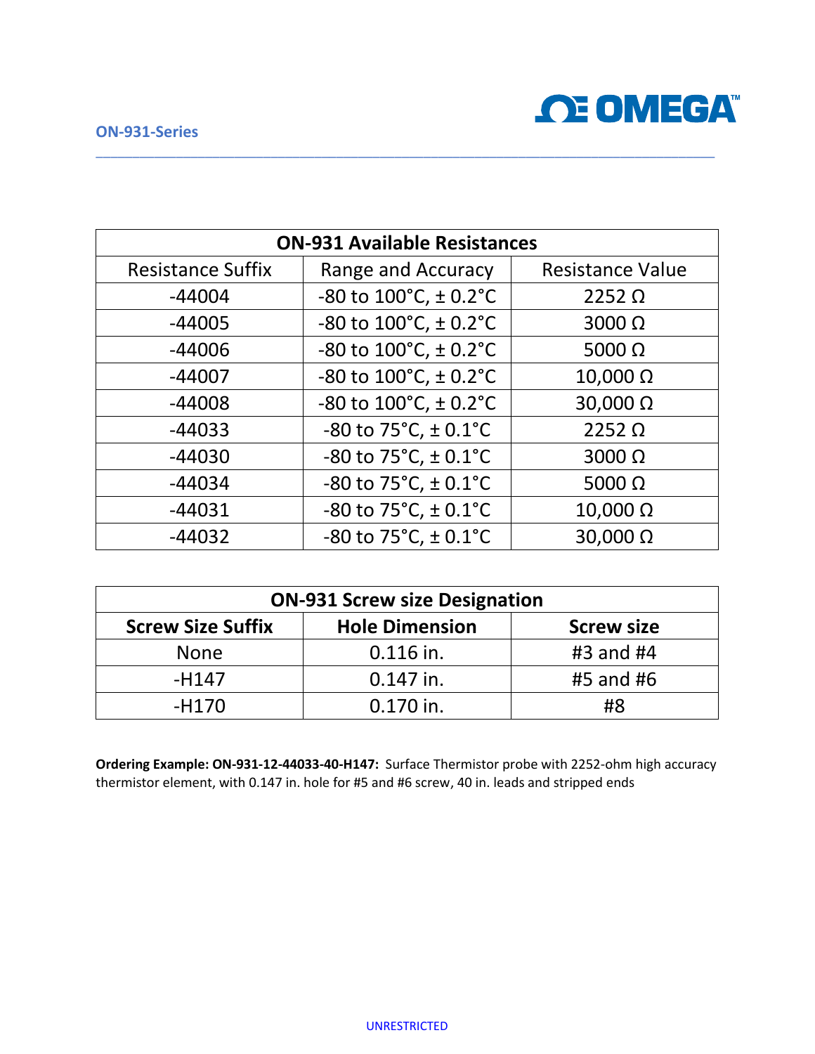| ON-931 Available Resistances | | |
|---|---|---|
| Resistance Suffix | Range and Accuracy | Resistance Value |
| -44004 | -80 to 100°C, ± 0.2°C | 2252 Ω |
| -44005 | -80 to 100°C, ± 0.2°C | 3000 Ω |
| -44006 | -80 to 100°C, ± 0.2°C | 5000 Ω |
| -44007 | -80 to 100°C, ± 0.2°C | 10,000 Ω |
| -44008 | -80 to 100°C, ± 0.2°C | 30,000 Ω |
| -44033 | -80 to 75°C, ± 0.1°C | 2252 Ω |
| -44030 | -80 to 75°C, ± 0.1°C | 3000 Ω |
| -44034 | -80 to 75°C, ± 0.1°C | 5000 Ω |
| -44031 | -80 to 75°C, ± 0.1°C | 10,000 Ω |
| -44032 | -80 to 75°C, ± 0.1°C | 30,000 Ω |

| ON-931 Screw size Designation | | |
|---|---|---|
| **Screw Size Suffix** | **Hole Dimension** | **Screw size** |
| None | 0.116 in. | #3 and #4 |
| -H147 | 0.147 in. | #5 and #6 |
| -H170 | 0.170 in. | #8 |

**Ordering Example: ON-931-12-44033-40-H147:** Surface Thermistor probe with 2252-ohm high accuracy thermistor element, with 0.147 in. hole for #5 and #6 screw, 40 in. leads and stripped ends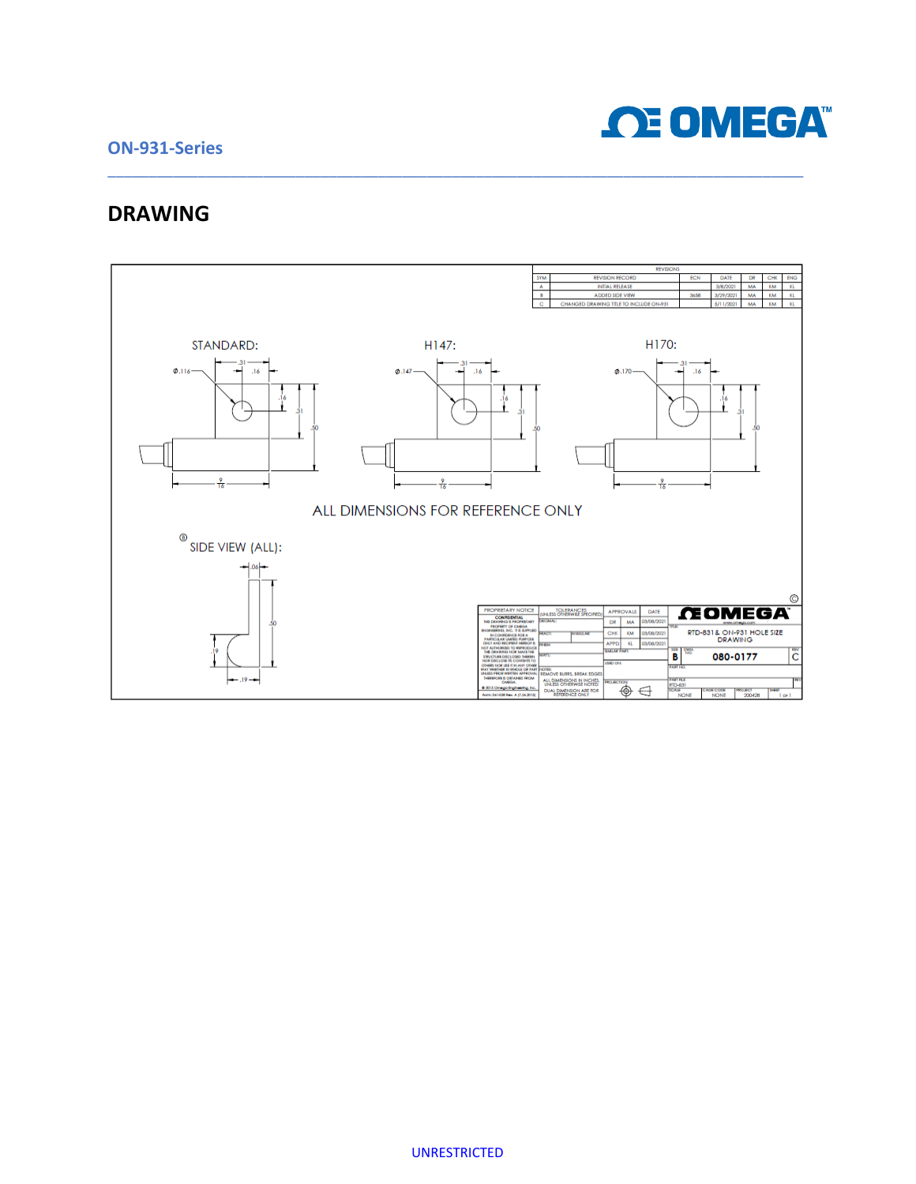## DRAWING

REVISIONS

| SYM | REVISION RECORD | ECN | DATE | DR | CHK | ENG |
|---|---|---|---|---|---|---|
| A | INITIAL RELEASE | | 3/8/2021 | MA | KM | KL |
| B | ADDED SIDE VIEW | 3658 | 3/29/2021 | MA | KM | KL |
| C | CHANGED DRAWING TITLE TO INCLUDE ON-931 | | 5/11/2021 | MA | KM | KL |

STANDARD:

Ø.116 .31 .16 .16 .31 .50 9/16

H147:

Ø.147 .31 .16 .16 .31 .50 9/16

H170:

Ø.170 .31 .16 .16 .31 .50 9/16

ALL DIMENSIONS FOR REFERENCE ONLY

SIDE VIEW (ALL):

.06 .50 .19 .19

PROPRIETARY NOTICE

CONFIDENTIAL
THE DRAWING IS PROPRIETARY PROPERTY OF OMEGA ENGINEERING, INC. IT IS SUPPLIED IN CONFIDENCE FOR A PARTICULAR LIMITED PURPOSE ONLY AND RECIPIENT HEREOF IS NOT AUTHORIZED TO REPRODUCE THE DRAWING NOR MAKE THE STRUCTURE DISCLOSED THEREIN NOR DISCLOSE ITS CONTENTS TO OTHERS NOR USE IT IN ANY OTHER WAY WHETHER IN WHOLE OR PART UNLESS PRIOR WRITTEN APPROVAL THEREFORE IS OBTAINED FROM OMEGA.

© 2013 Omega Engineering, Inc.
Form: 061-008 Rev. A (7.24.2013)

TOLERANCES (UNLESS OTHERWISE SPECIFIED)
DECIMAL:
FRACT: ANGULAR:
FINISH:
MATL:
NOTES:
REMOVE BURRS, BREAK EDGES
ALL DIMENSIONS IN INCHES UNLESS OTHERWISE NOTED.
DUAL DIMENSION ARE FOR REFERENCE ONLY

| APPROVALS | | DATE |
|---|---|---|
| DR | MA | 03/08/2021 |
| CHK | KM | 03/08/2021 |
| APPD | KL | 03/08/2021 |

SIMILAR PART:
USED ON:
PROJECTION:

OMEGA
www.omega.com

TITLE: RTD-831 & ON-931 HOLE SIZE DRAWING

SIZE: B DWG. NO. 080-0177 REV: C

PART NO.:
PART FILE: RTD-831
SCALE: NONE CAGE CODE: NONE PROJECT: 200428 SHEET: 1 of 1